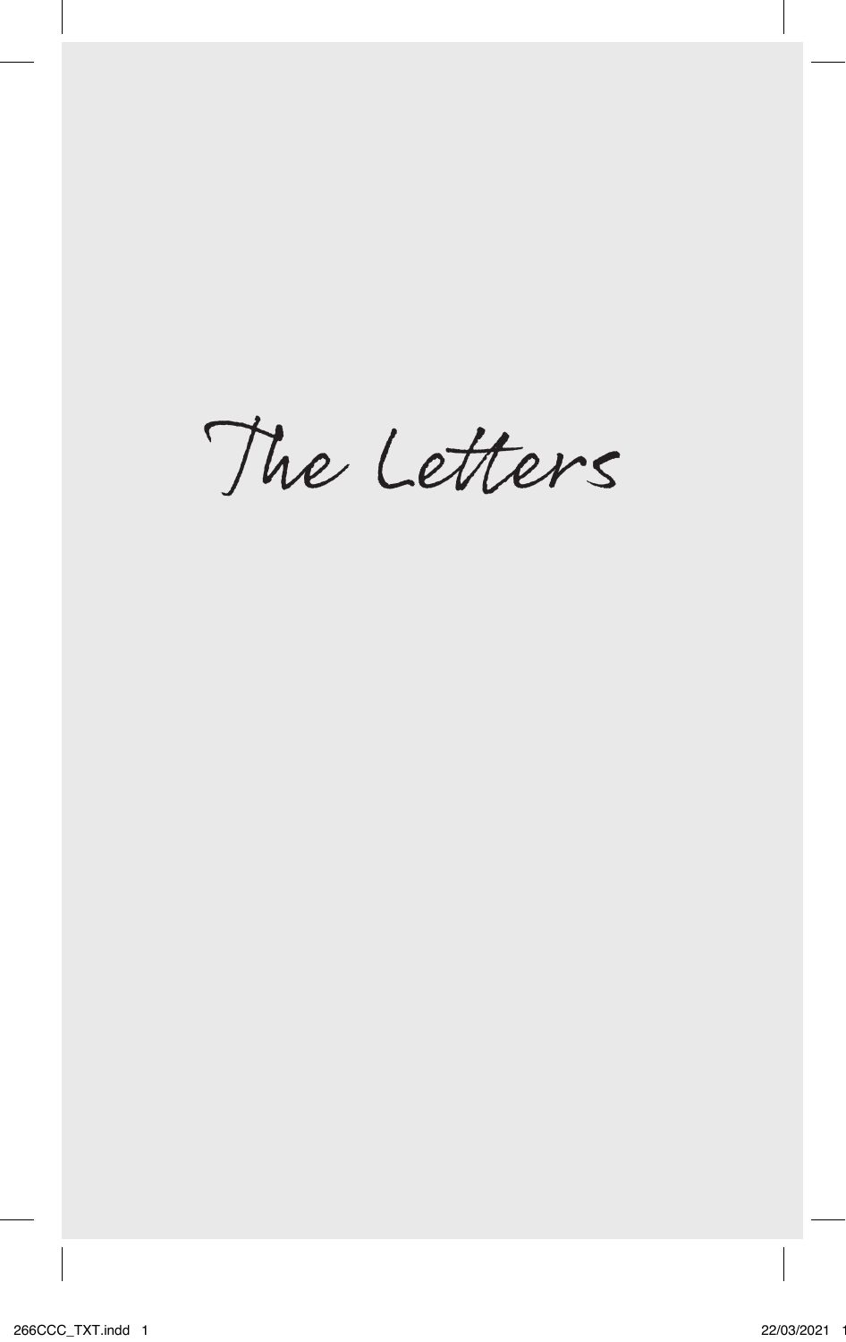# The Letters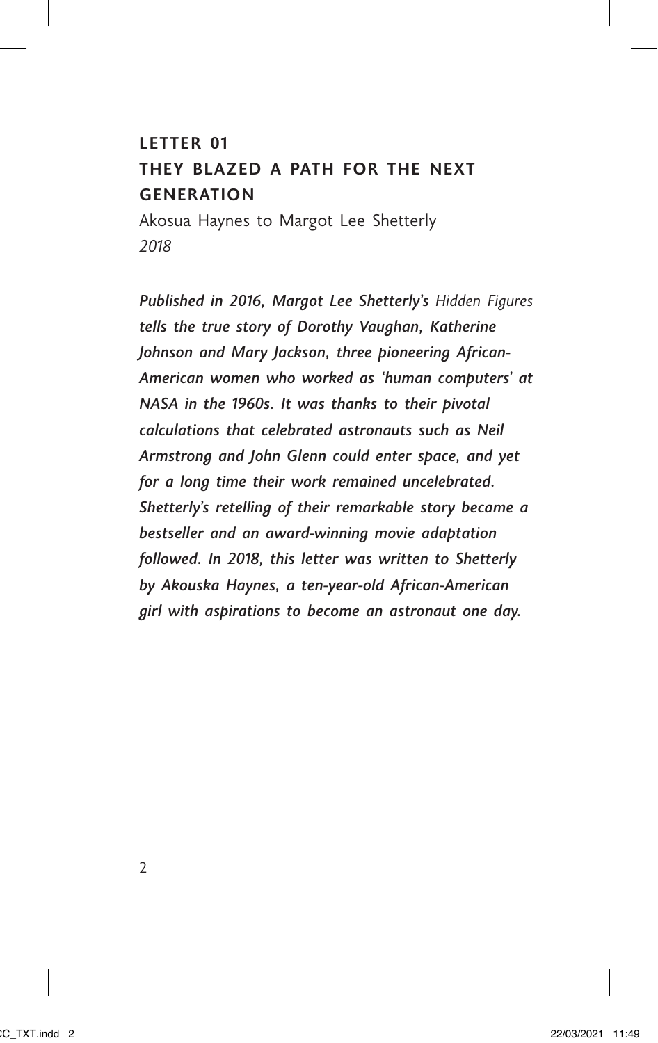## LETTER 01
## THEY BLAZED A PATH FOR THE NEXT GENERATION

Akosua Haynes to Margot Lee Shetterly
*2018*

***Published in 2016, Margot Lee Shetterly's*** *Hidden Figures* ***tells the true story of Dorothy Vaughan, Katherine Johnson and Mary Jackson, three pioneering African-American women who worked as 'human computers' at NASA in the 1960s. It was thanks to their pivotal calculations that celebrated astronauts such as Neil Armstrong and John Glenn could enter space, and yet for a long time their work remained uncelebrated. Shetterly's retelling of their remarkable story became a bestseller and an award-winning movie adaptation followed. In 2018, this letter was written to Shetterly by Akouska Haynes, a ten-year-old African-American girl with aspirations to become an astronaut one day.***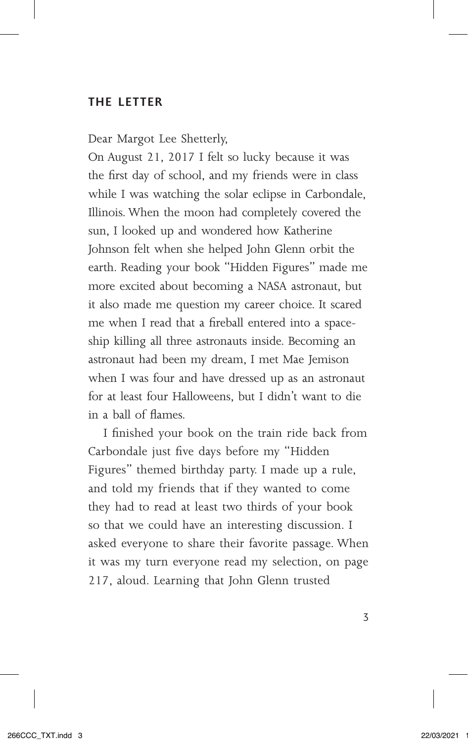## THE LETTER

Dear Margot Lee Shetterly,

On August 21, 2017 I felt so lucky because it was the first day of school, and my friends were in class while I was watching the solar eclipse in Carbondale, Illinois. When the moon had completely covered the sun, I looked up and wondered how Katherine Johnson felt when she helped John Glenn orbit the earth. Reading your book "Hidden Figures" made me more excited about becoming a NASA astronaut, but it also made me question my career choice. It scared me when I read that a fireball entered into a spaceship killing all three astronauts inside. Becoming an astronaut had been my dream, I met Mae Jemison when I was four and have dressed up as an astronaut for at least four Halloweens, but I didn't want to die in a ball of flames.

I finished your book on the train ride back from Carbondale just five days before my "Hidden Figures" themed birthday party. I made up a rule, and told my friends that if they wanted to come they had to read at least two thirds of your book so that we could have an interesting discussion. I asked everyone to share their favorite passage. When it was my turn everyone read my selection, on page 217, aloud. Learning that John Glenn trusted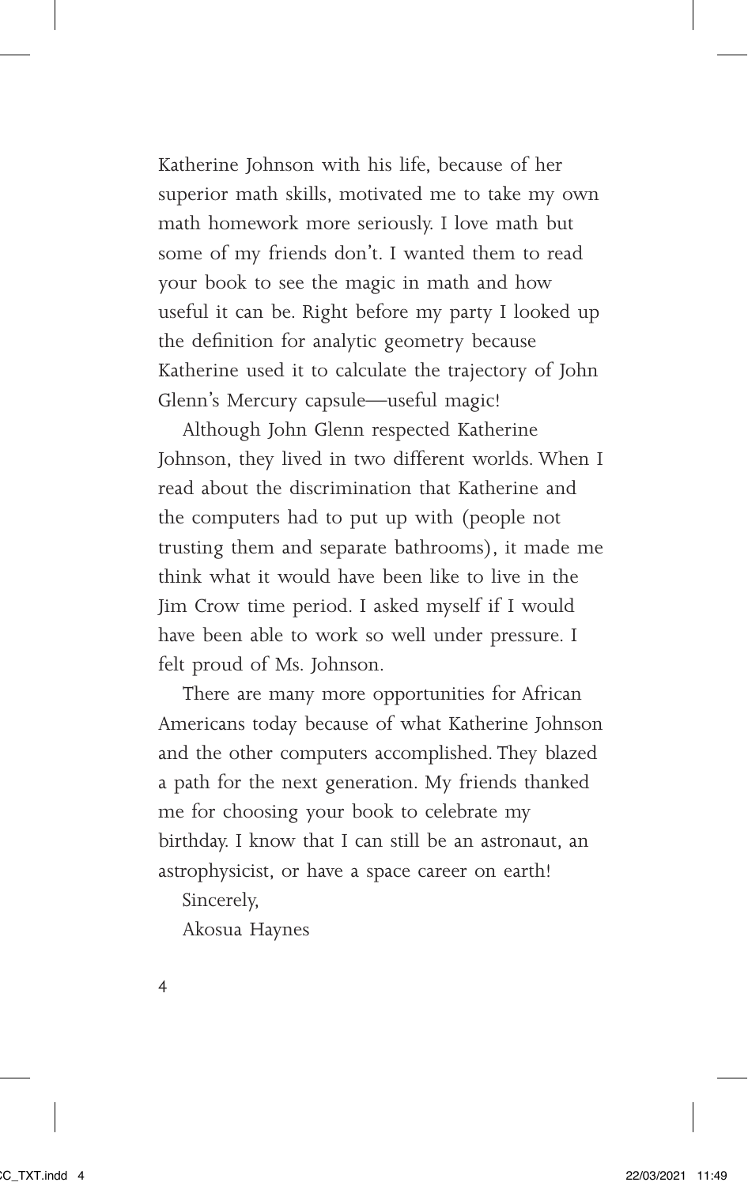Katherine Johnson with his life, because of her superior math skills, motivated me to take my own math homework more seriously. I love math but some of my friends don't. I wanted them to read your book to see the magic in math and how useful it can be. Right before my party I looked up the definition for analytic geometry because Katherine used it to calculate the trajectory of John Glenn's Mercury capsule—useful magic!

Although John Glenn respected Katherine Johnson, they lived in two different worlds. When I read about the discrimination that Katherine and the computers had to put up with (people not trusting them and separate bathrooms), it made me think what it would have been like to live in the Jim Crow time period. I asked myself if I would have been able to work so well under pressure. I felt proud of Ms. Johnson.

There are many more opportunities for African Americans today because of what Katherine Johnson and the other computers accomplished. They blazed a path for the next generation. My friends thanked me for choosing your book to celebrate my birthday. I know that I can still be an astronaut, an astrophysicist, or have a space career on earth!

Sincerely,

Akosua Haynes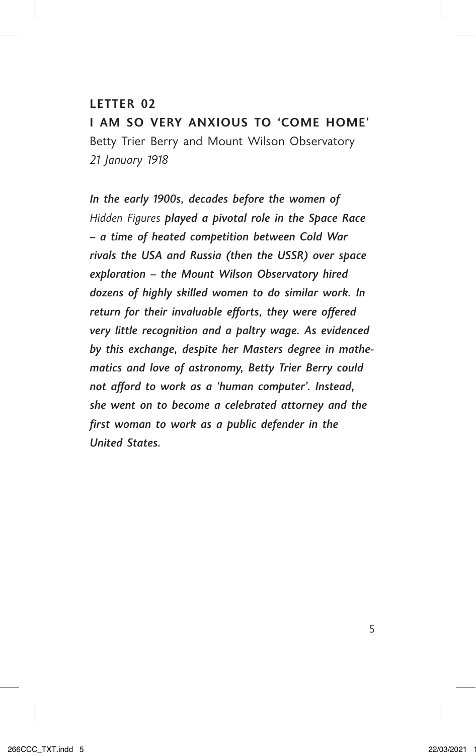## LETTER 02

## I AM SO VERY ANXIOUS TO 'COME HOME'

Betty Trier Berry and Mount Wilson Observatory

*21 January 1918*

***In the early 1900s, decades before the women of*** *Hidden Figures* ***played a pivotal role in the Space Race – a time of heated competition between Cold War rivals the USA and Russia (then the USSR) over space exploration – the Mount Wilson Observatory hired dozens of highly skilled women to do similar work. In return for their invaluable efforts, they were offered very little recognition and a paltry wage. As evidenced by this exchange, despite her Masters degree in mathematics and love of astronomy, Betty Trier Berry could not afford to work as a 'human computer'. Instead, she went on to become a celebrated attorney and the first woman to work as a public defender in the United States.***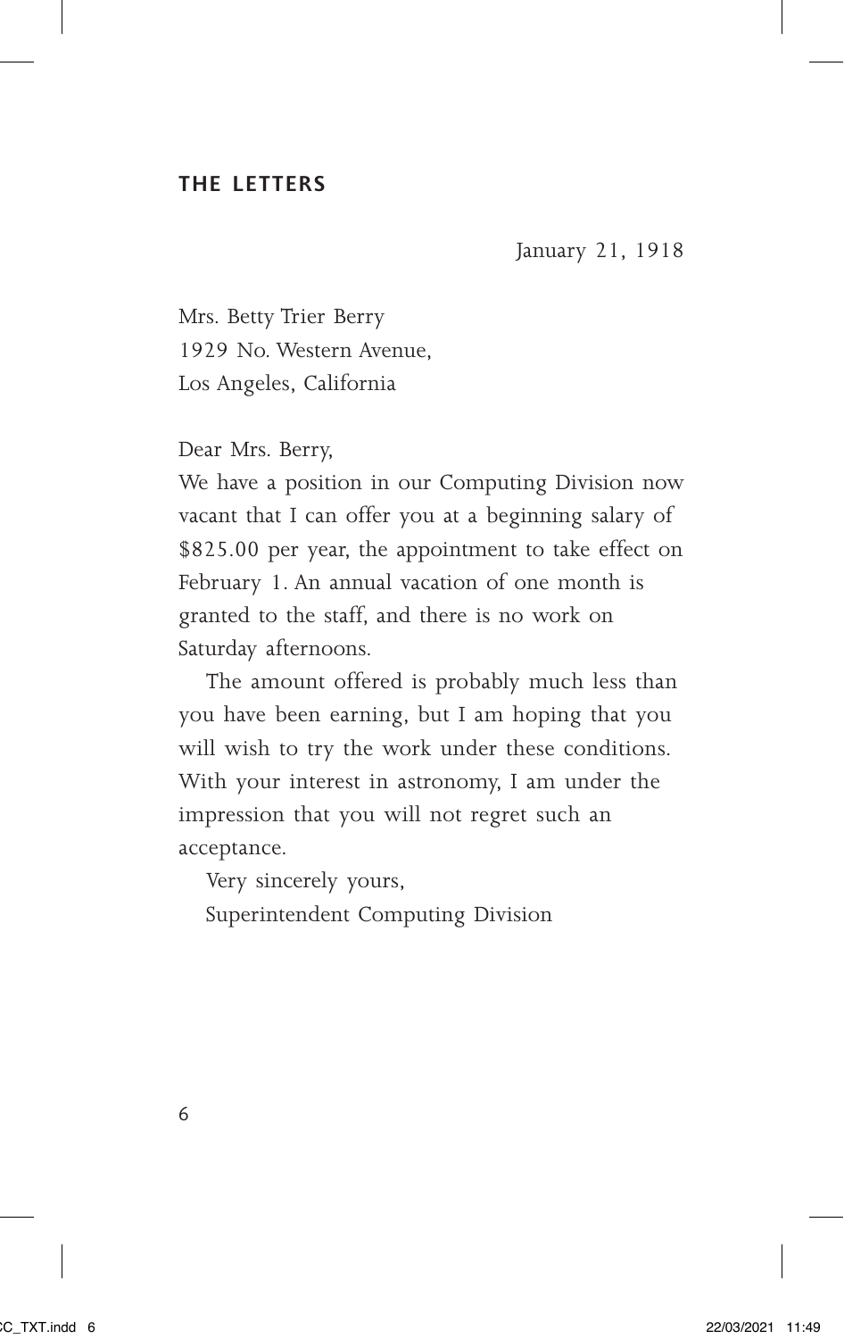**THE LETTERS**

January 21, 1918

Mrs. Betty Trier Berry
1929 No. Western Avenue,
Los Angeles, California

Dear Mrs. Berry,

We have a position in our Computing Division now vacant that I can offer you at a beginning salary of $825.00 per year, the appointment to take effect on February 1. An annual vacation of one month is granted to the staff, and there is no work on Saturday afternoons.

The amount offered is probably much less than you have been earning, but I am hoping that you will wish to try the work under these conditions. With your interest in astronomy, I am under the impression that you will not regret such an acceptance.

Very sincerely yours,
Superintendent Computing Division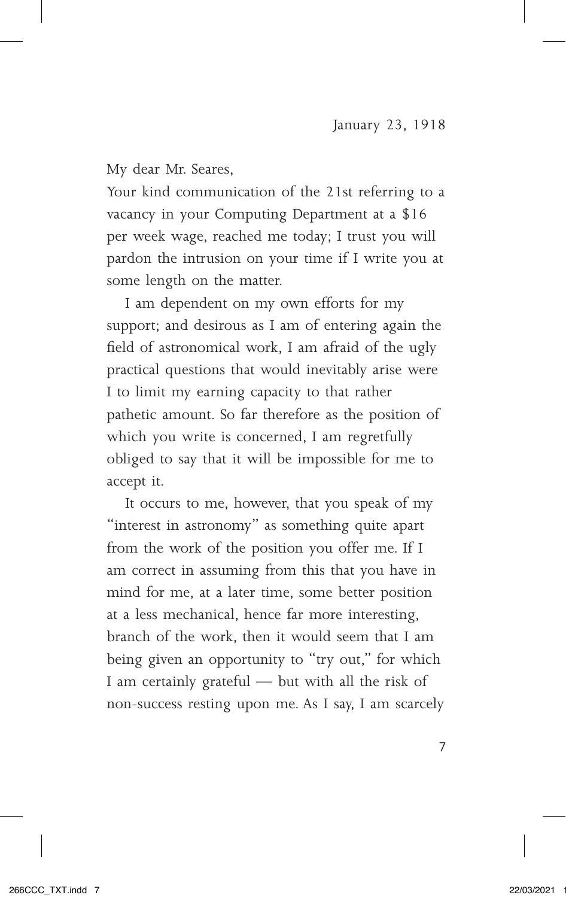January 23, 1918

My dear Mr. Seares,

Your kind communication of the 21st referring to a vacancy in your Computing Department at a $16 per week wage, reached me today; I trust you will pardon the intrusion on your time if I write you at some length on the matter.

I am dependent on my own efforts for my support; and desirous as I am of entering again the field of astronomical work, I am afraid of the ugly practical questions that would inevitably arise were I to limit my earning capacity to that rather pathetic amount. So far therefore as the position of which you write is concerned, I am regretfully obliged to say that it will be impossible for me to accept it.

It occurs to me, however, that you speak of my "interest in astronomy" as something quite apart from the work of the position you offer me. If I am correct in assuming from this that you have in mind for me, at a later time, some better position at a less mechanical, hence far more interesting, branch of the work, then it would seem that I am being given an opportunity to "try out," for which I am certainly grateful — but with all the risk of non-success resting upon me. As I say, I am scarcely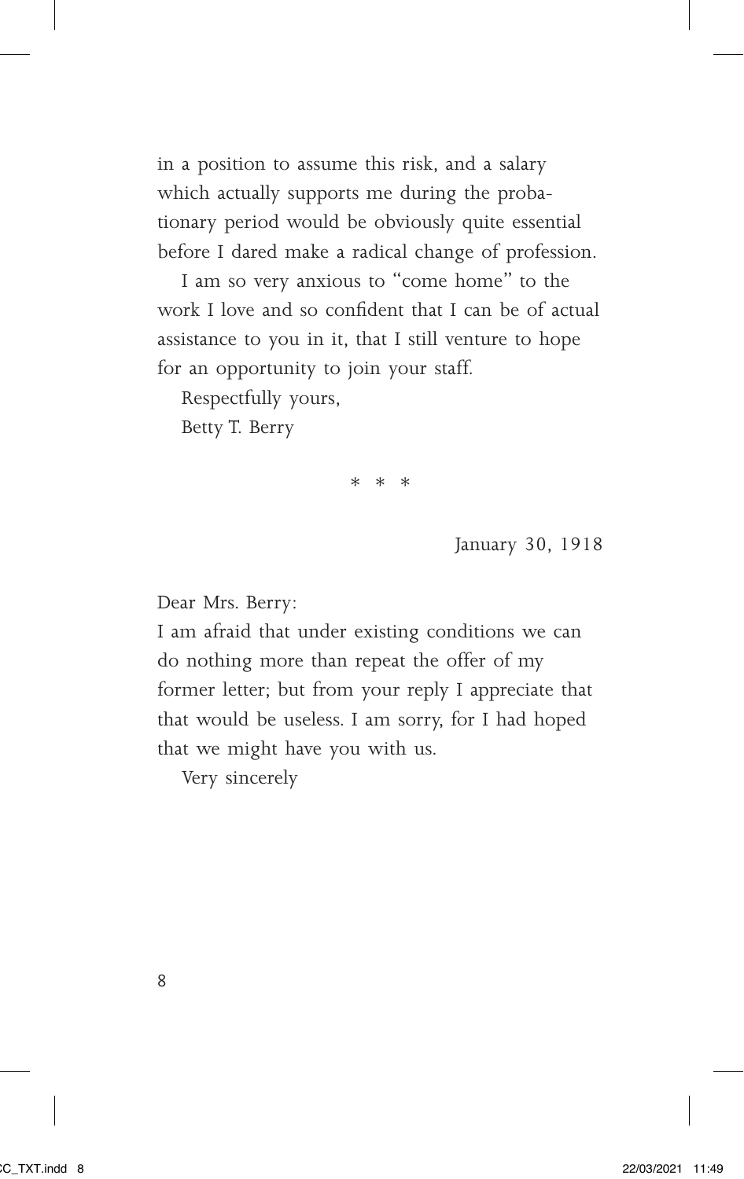in a position to assume this risk, and a salary which actually supports me during the probationary period would be obviously quite essential before I dared make a radical change of profession.

I am so very anxious to "come home" to the work I love and so confident that I can be of actual assistance to you in it, that I still venture to hope for an opportunity to join your staff.

Respectfully yours,
Betty T. Berry

\* \* \*

January 30, 1918

Dear Mrs. Berry:

I am afraid that under existing conditions we can do nothing more than repeat the offer of my former letter; but from your reply I appreciate that that would be useless. I am sorry, for I had hoped that we might have you with us.

Very sincerely